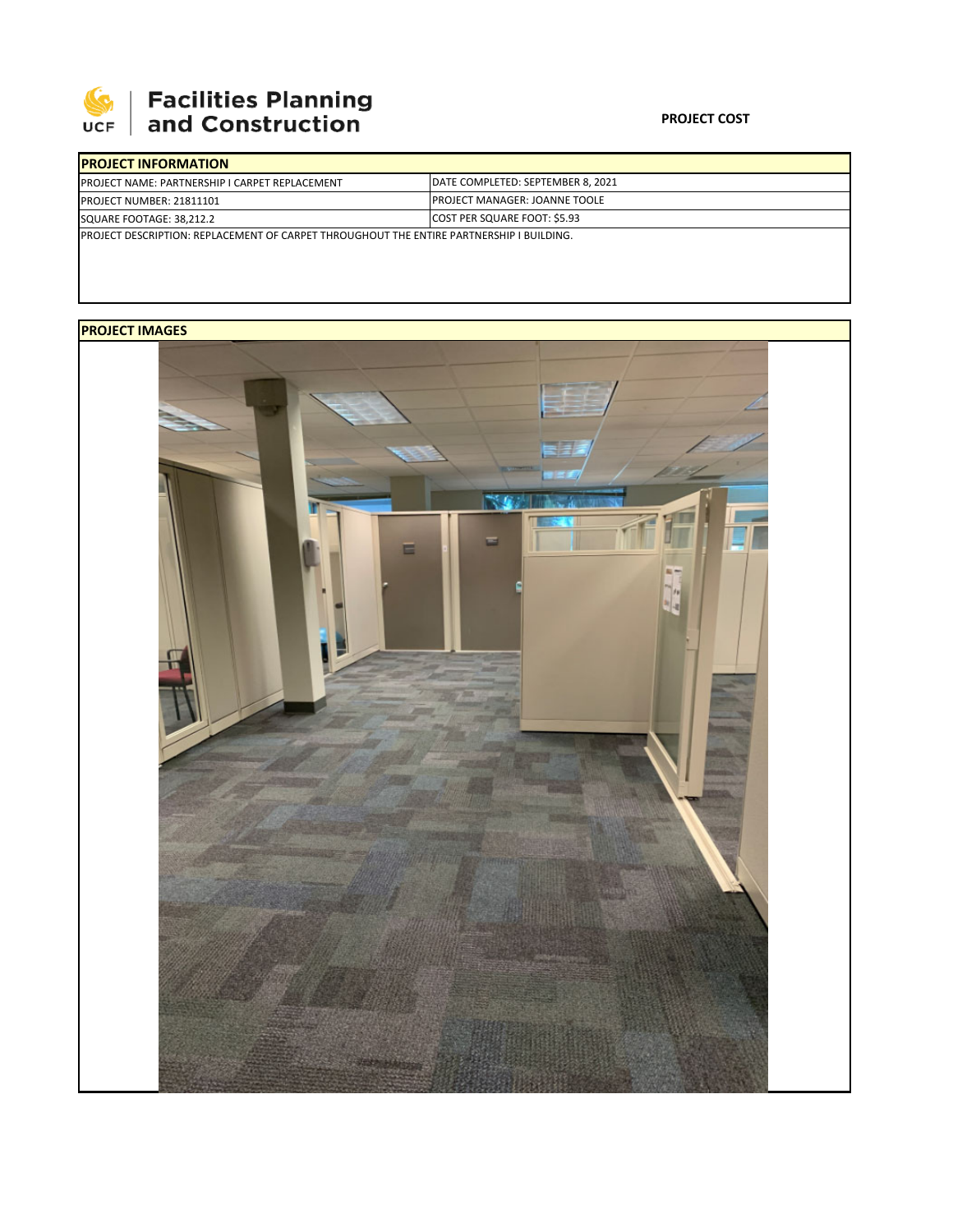**Facilities Planning and Construction**

**PROJECT COST**

| **PROJECT INFORMATION** | |
|---|---|
| PROJECT NAME: PARTNERSHIP I CARPET REPLACEMENT | DATE COMPLETED: SEPTEMBER 8, 2021 |
| PROJECT NUMBER: 21811101 | PROJECT MANAGER: JOANNE TOOLE |
| SQUARE FOOTAGE: 38,212.2 | COST PER SQUARE FOOT: $5.93 |
| PROJECT DESCRIPTION: REPLACEMENT OF CARPET THROUGHOUT THE ENTIRE PARTNERSHIP I BUILDING. | |

**PROJECT IMAGES**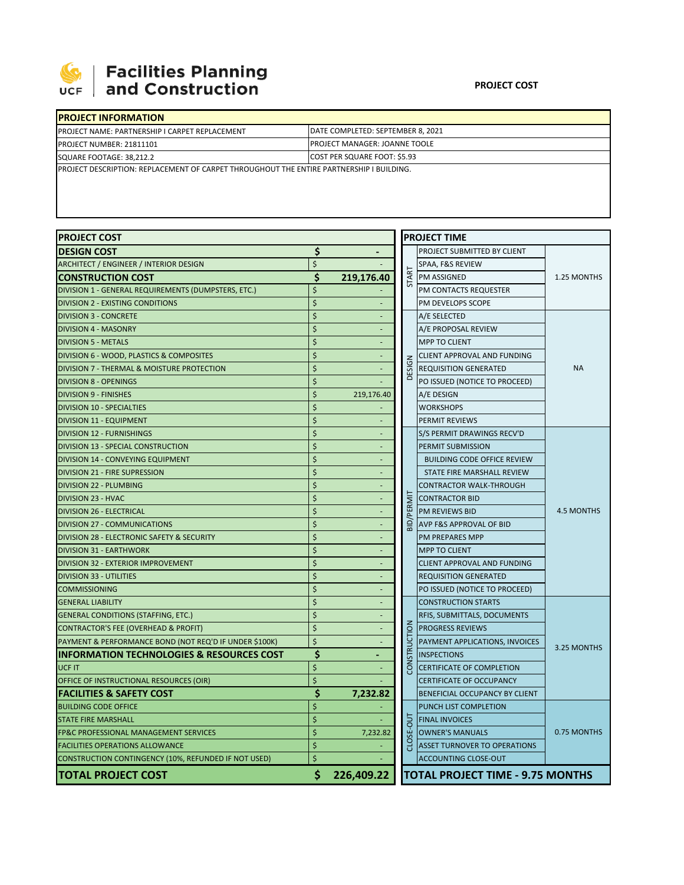**Facilities Planning and Construction**

UCF

**PROJECT COST**

| PROJECT INFORMATION | |
|---|---|
| PROJECT NAME: PARTNERSHIP I CARPET REPLACEMENT | DATE COMPLETED: SEPTEMBER 8, 2021 |
| PROJECT NUMBER: 21811101 | PROJECT MANAGER: JOANNE TOOLE |
| SQUARE FOOTAGE: 38,212.2 | COST PER SQUARE FOOT: $5.93 |
| PROJECT DESCRIPTION: REPLACEMENT OF CARPET THROUGHOUT THE ENTIRE PARTNERSHIP I BUILDING. | |

| PROJECT COST | |
|---|---|
| **DESIGN COST** | **$ -** |
| ARCHITECT / ENGINEER / INTERIOR DESIGN | $ - |
| **CONSTRUCTION COST** | **$ 219,176.40** |
| DIVISION 1 - GENERAL REQUIREMENTS (DUMPSTERS, ETC.) | $ - |
| DIVISION 2 - EXISTING CONDITIONS | $ - |
| DIVISION 3 - CONCRETE | $ - |
| DIVISION 4 - MASONRY | $ - |
| DIVISION 5 - METALS | $ - |
| DIVISION 6 - WOOD, PLASTICS & COMPOSITES | $ - |
| DIVISION 7 - THERMAL & MOISTURE PROTECTION | $ - |
| DIVISION 8 - OPENINGS | $ - |
| DIVISION 9 - FINISHES | $ 219,176.40 |
| DIVISION 10 - SPECIALTIES | $ - |
| DIVISION 11 - EQUIPMENT | $ - |
| DIVISION 12 - FURNISHINGS | $ - |
| DIVISION 13 - SPECIAL CONSTRUCTION | $ - |
| DIVISION 14 - CONVEYING EQUIPMENT | $ - |
| DIVISION 21 - FIRE SUPRESSION | $ - |
| DIVISION 22 - PLUMBING | $ - |
| DIVISION 23 - HVAC | $ - |
| DIVISION 26 - ELECTRICAL | $ - |
| DIVISION 27 - COMMUNICATIONS | $ - |
| DIVISION 28 - ELECTRONIC SAFETY & SECURITY | $ - |
| DIVISION 31 - EARTHWORK | $ - |
| DIVISION 32 - EXTERIOR IMPROVEMENT | $ - |
| DIVISION 33 - UTILITIES | $ - |
| COMMISSIONING | $ - |
| GENERAL LIABILITY | $ - |
| GENERAL CONDITIONS (STAFFING, ETC.) | $ - |
| CONTRACTOR'S FEE (OVERHEAD & PROFIT) | $ - |
| PAYMENT & PERFORMANCE BOND (NOT REQ'D IF UNDER $100K) | $ - |
| **INFORMATION TECHNOLOGIES & RESOURCES COST** | **$ -** |
| UCF IT | $ - |
| OFFICE OF INSTRUCTIONAL RESOURCES (OIR) | $ - |
| **FACILITIES & SAFETY COST** | **$ 7,232.82** |
| BUILDING CODE OFFICE | $ - |
| STATE FIRE MARSHALL | $ - |
| FP&C PROFESSIONAL MANAGEMENT SERVICES | $ 7,232.82 |
| FACILITIES OPERATIONS ALLOWANCE | $ - |
| CONSTRUCTION CONTINGENCY (10%, REFUNDED IF NOT USED) | $ - |
| **TOTAL PROJECT COST** | **$ 226,409.22** |

| PROJECT TIME | | |
|---|---|---|
| START | PROJECT SUBMITTED BY CLIENT | 1.25 MONTHS |
| | SPAA, F&S REVIEW | |
| | PM ASSIGNED | |
| | PM CONTACTS REQUESTER | |
| | PM DEVELOPS SCOPE | |
| DESIGN | A/E SELECTED | NA |
| | A/E PROPOSAL REVIEW | |
| | MPP TO CLIENT | |
| | CLIENT APPROVAL AND FUNDING | |
| | REQUISITION GENERATED | |
| | PO ISSUED (NOTICE TO PROCEED) | |
| | A/E DESIGN | |
| | WORKSHOPS | |
| | PERMIT REVIEWS | |
| BID/PERMIT | S/S PERMIT DRAWINGS RECV'D | 4.5 MONTHS |
| | PERMIT SUBMISSION | |
| | BUILDING CODE OFFICE REVIEW | |
| | STATE FIRE MARSHALL REVIEW | |
| | CONTRACTOR WALK-THROUGH | |
| | CONTRACTOR BID | |
| | PM REVIEWS BID | |
| | AVP F&S APPROVAL OF BID | |
| | PM PREPARES MPP | |
| | MPP TO CLIENT | |
| | CLIENT APPROVAL AND FUNDING | |
| | REQUISITION GENERATED | |
| | PO ISSUED (NOTICE TO PROCEED) | |
| CONSTRUCTION | CONSTRUCTION STARTS | 3.25 MONTHS |
| | RFIS, SUBMITTALS, DOCUMENTS | |
| | PROGRESS REVIEWS | |
| | PAYMENT APPLICATIONS, INVOICES | |
| | INSPECTIONS | |
| | CERTIFICATE OF COMPLETION | |
| | CERTIFICATE OF OCCUPANCY | |
| | BENEFICIAL OCCUPANCY BY CLIENT | |
| CLOSE-OUT | PUNCH LIST COMPLETION | 0.75 MONTHS |
| | FINAL INVOICES | |
| | OWNER'S MANUALS | |
| | ASSET TURNOVER TO OPERATIONS | |
| | ACCOUNTING CLOSE-OUT | |
| **TOTAL PROJECT TIME - 9.75 MONTHS** | | |